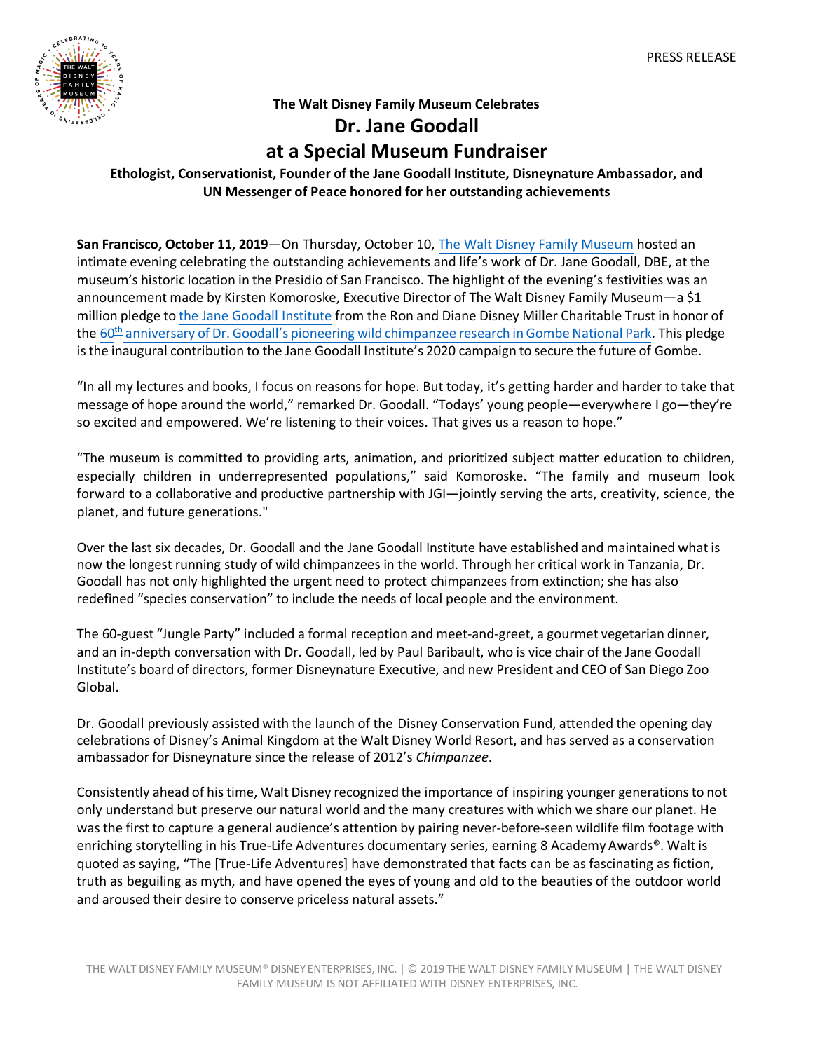PRESS RELEASE

**The Walt Disney Family Museum Celebrates**

# Dr. Jane Goodall at a Special Museum Fundraiser

**Ethologist, Conservationist, Founder of the Jane Goodall Institute, Disneynature Ambassador, and UN Messenger of Peace honored for her outstanding achievements**

**San Francisco, October 11, 2019**—On Thursday, October 10, The Walt Disney Family Museum hosted an intimate evening celebrating the outstanding achievements and life's work of Dr. Jane Goodall, DBE, at the museum's historic location in the Presidio of San Francisco. The highlight of the evening's festivities was an announcement made by Kirsten Komoroske, Executive Director of The Walt Disney Family Museum—a $1 million pledge to the Jane Goodall Institute from the Ron and Diane Disney Miller Charitable Trust in honor of the 60th anniversary of Dr. Goodall's pioneering wild chimpanzee research in Gombe National Park. This pledge is the inaugural contribution to the Jane Goodall Institute's 2020 campaign to secure the future of Gombe.

"In all my lectures and books, I focus on reasons for hope. But today, it's getting harder and harder to take that message of hope around the world," remarked Dr. Goodall. "Todays' young people—everywhere I go—they're so excited and empowered. We're listening to their voices. That gives us a reason to hope."

"The museum is committed to providing arts, animation, and prioritized subject matter education to children, especially children in underrepresented populations," said Komoroske. "The family and museum look forward to a collaborative and productive partnership with JGI—jointly serving the arts, creativity, science, the planet, and future generations."

Over the last six decades, Dr. Goodall and the Jane Goodall Institute have established and maintained what is now the longest running study of wild chimpanzees in the world. Through her critical work in Tanzania, Dr. Goodall has not only highlighted the urgent need to protect chimpanzees from extinction; she has also redefined "species conservation" to include the needs of local people and the environment.

The 60-guest "Jungle Party" included a formal reception and meet-and-greet, a gourmet vegetarian dinner, and an in-depth conversation with Dr. Goodall, led by Paul Baribault, who is vice chair of the Jane Goodall Institute's board of directors, former Disneynature Executive, and new President and CEO of San Diego Zoo Global.

Dr. Goodall previously assisted with the launch of the Disney Conservation Fund, attended the opening day celebrations of Disney's Animal Kingdom at the Walt Disney World Resort, and has served as a conservation ambassador for Disneynature since the release of 2012's *Chimpanzee*.

Consistently ahead of his time, Walt Disney recognized the importance of inspiring younger generations to not only understand but preserve our natural world and the many creatures with which we share our planet. He was the first to capture a general audience's attention by pairing never-before-seen wildlife film footage with enriching storytelling in his True-Life Adventures documentary series, earning 8 Academy Awards®. Walt is quoted as saying, "The [True-Life Adventures] have demonstrated that facts can be as fascinating as fiction, truth as beguiling as myth, and have opened the eyes of young and old to the beauties of the outdoor world and aroused their desire to conserve priceless natural assets."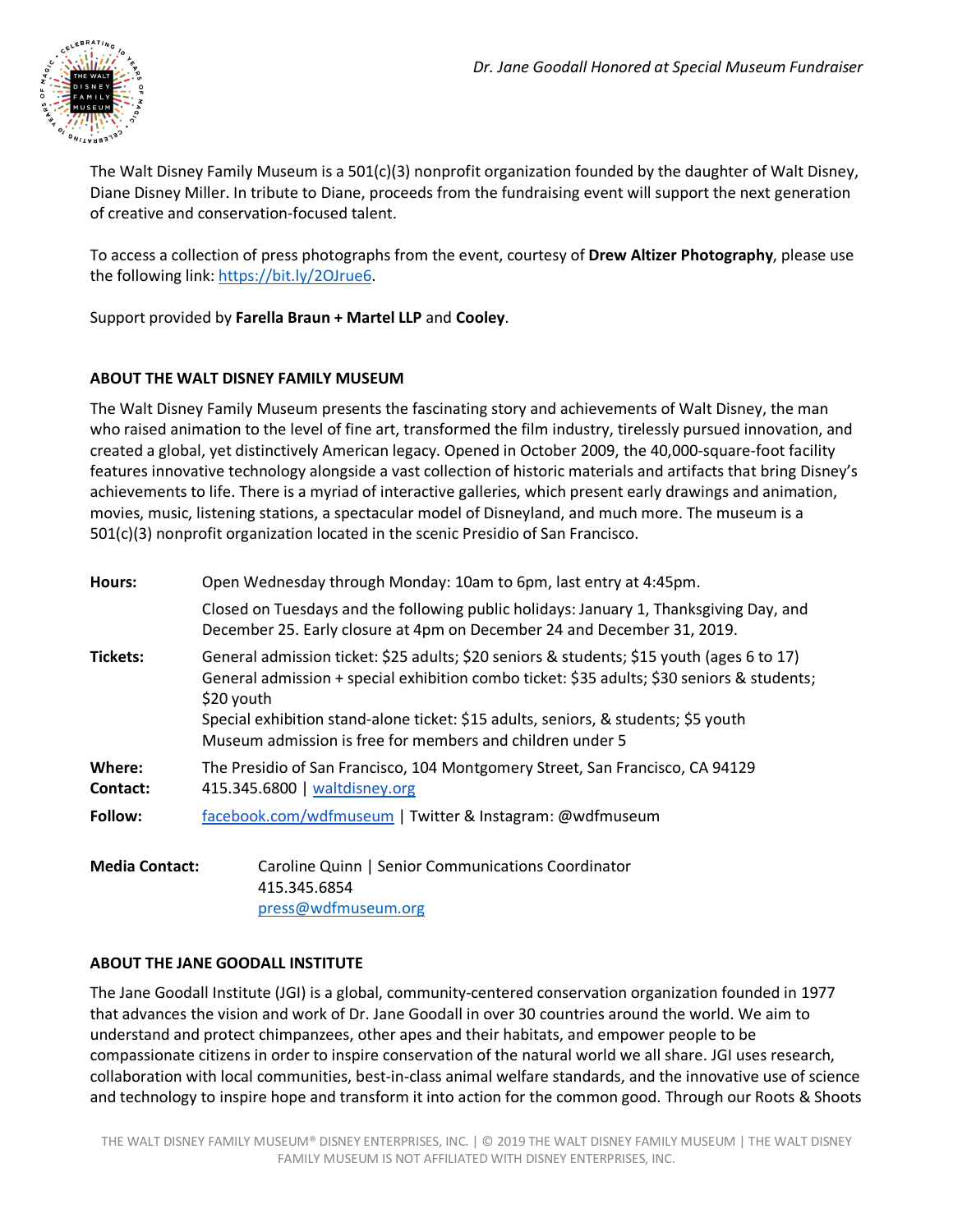The Walt Disney Family Museum is a 501(c)(3) nonprofit organization founded by the daughter of Walt Disney, Diane Disney Miller. In tribute to Diane, proceeds from the fundraising event will support the next generation of creative and conservation-focused talent.

To access a collection of press photographs from the event, courtesy of **Drew Altizer Photography**, please use the following link: https://bit.ly/2OJrue6.

Support provided by **Farella Braun + Martel LLP** and **Cooley**.

## ABOUT THE WALT DISNEY FAMILY MUSEUM

The Walt Disney Family Museum presents the fascinating story and achievements of Walt Disney, the man who raised animation to the level of fine art, transformed the film industry, tirelessly pursued innovation, and created a global, yet distinctively American legacy. Opened in October 2009, the 40,000-square-foot facility features innovative technology alongside a vast collection of historic materials and artifacts that bring Disney's achievements to life. There is a myriad of interactive galleries, which present early drawings and animation, movies, music, listening stations, a spectacular model of Disneyland, and much more. The museum is a 501(c)(3) nonprofit organization located in the scenic Presidio of San Francisco.

**Hours:** Open Wednesday through Monday: 10am to 6pm, last entry at 4:45pm.

Closed on Tuesdays and the following public holidays: January 1, Thanksgiving Day, and December 25. Early closure at 4pm on December 24 and December 31, 2019.

**Tickets:** General admission ticket: $25 adults; $20 seniors & students; $15 youth (ages 6 to 17)
General admission + special exhibition combo ticket: $35 adults; $30 seniors & students; $20 youth
Special exhibition stand-alone ticket: $15 adults, seniors, & students; $5 youth
Museum admission is free for members and children under 5

**Where:** The Presidio of San Francisco, 104 Montgomery Street, San Francisco, CA 94129

**Contact:** 415.345.6800 | waltdisney.org

**Follow:** facebook.com/wdfmuseum | Twitter & Instagram: @wdfmuseum

**Media Contact:** Caroline Quinn | Senior Communications Coordinator
415.345.6854
press@wdfmuseum.org

## ABOUT THE JANE GOODALL INSTITUTE

The Jane Goodall Institute (JGI) is a global, community-centered conservation organization founded in 1977 that advances the vision and work of Dr. Jane Goodall in over 30 countries around the world. We aim to understand and protect chimpanzees, other apes and their habitats, and empower people to be compassionate citizens in order to inspire conservation of the natural world we all share. JGI uses research, collaboration with local communities, best-in-class animal welfare standards, and the innovative use of science and technology to inspire hope and transform it into action for the common good. Through our Roots & Shoots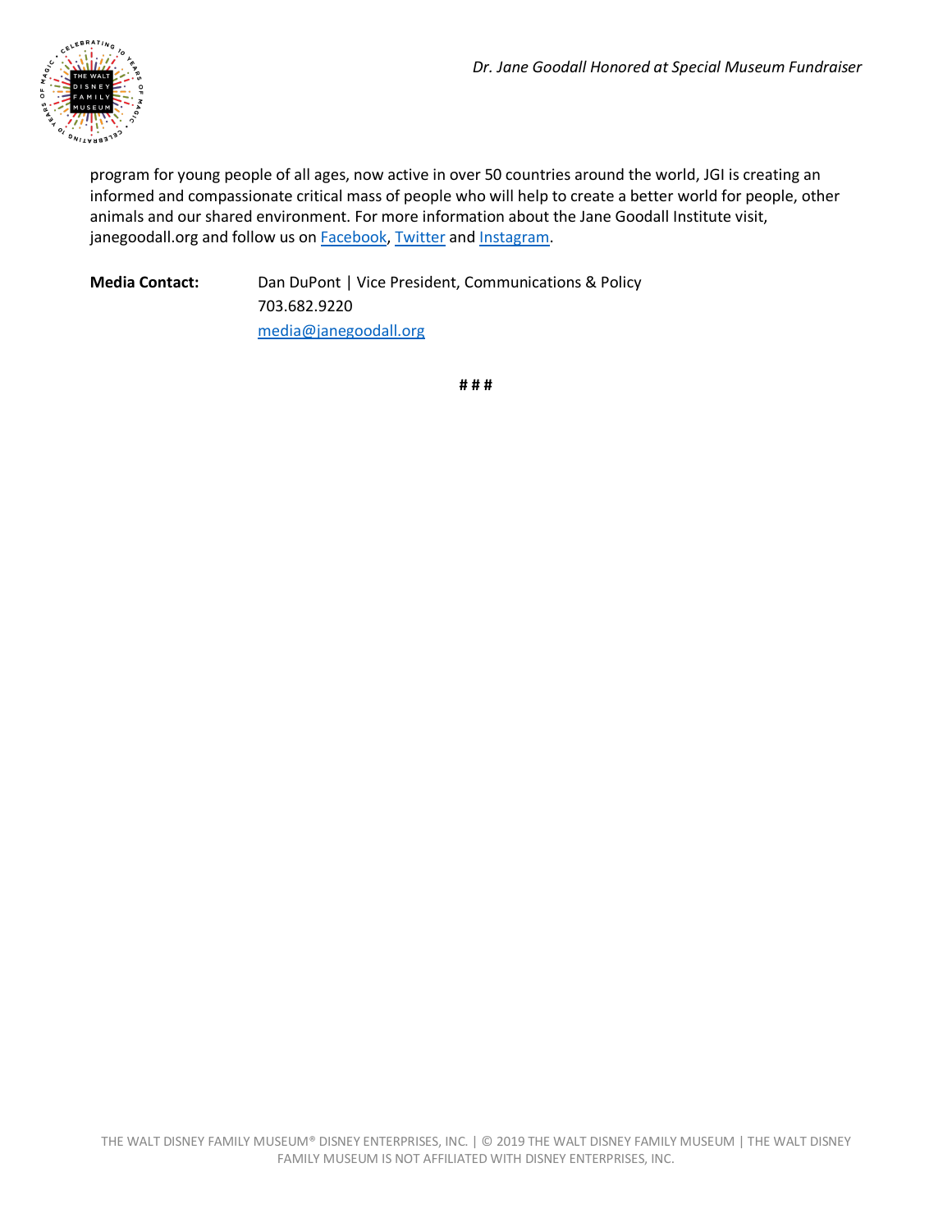program for young people of all ages, now active in over 50 countries around the world, JGI is creating an informed and compassionate critical mass of people who will help to create a better world for people, other animals and our shared environment. For more information about the Jane Goodall Institute visit, janegoodall.org and follow us on Facebook, Twitter and Instagram.

**Media Contact:** Dan DuPont | Vice President, Communications & Policy
703.682.9220
media@janegoodall.org

# # #